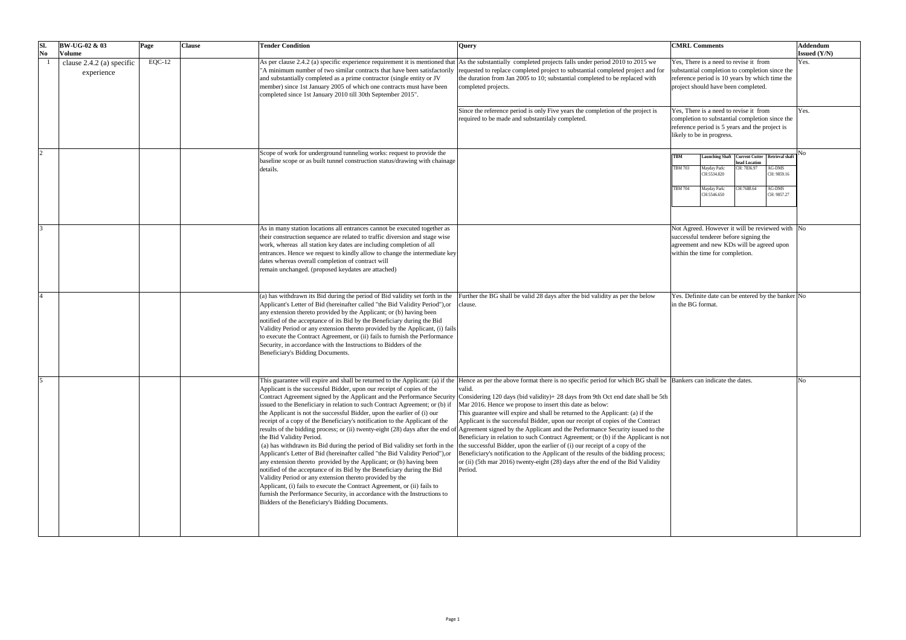| Sl. No | BW-UG-02 & 03 Volume | Page | Clause | Tender Condition | Query | CMRL Comments | Addendum Issued (Y/N) |
|---|---|---|---|---|---|---|---|
| 1 | clause 2.4.2 (a) specific experience | EQC-12 | | As per clause 2.4.2 (a) specific experience requirement it is mentioned that "A minimum number of two similar contracts that have been satisfactorily and substantially completed as a prime contractor (single entity or JV member) since 1st January 2005 of which one contracts must have been completed since 1st January 2010 till 30th September 2015". | As the substantially completed projects falls under period 2010 to 2015 we requested to replace completed project to substantial completed project and for the duration from Jan 2005 to 10; substantial completed to be replaced with completed projects. | Yes, There is a need to revise it from substantial completion to completion since the reference period is 10 years by which time the project should have been completed. | Yes. |
| | | | | | Since the reference period is only Five years the completion of the project is required to be made and substantilaly completed. | Yes, There is a need to revise it from completion to substantial completion since the reference period is 5 years and the project is likely to be in progress. | Yes. |
| 2 | | | | Scope of work for underground tunneling works: request to provide the baseline scope or as built tunnel construction status/drawing with chainage details. | | TBM / Launching Shaft / Current Cutter head Location / Retrieval shaft:<br>TBM 703 / Mayday Park: CH:5534.820 / CH: 7836.97 / AG-DMS CH: 9859.16<br>TBM 704 / Mayday Park: CH:5546.650 / CH:7688.64 / AG-DMS CH: 9857.27 | No |
| 3 | | | | As in many station locations all entrances cannot be executed together as their construction sequence are related to traffic diversion and stage wise work, whereas all station key dates are including completion of all entrances. Hence we request to kindly allow to change the intermediate key dates whereas overall completion of contract will remain unchanged. (proposed keydates are attached) | | Not Agreed. However it will be reviewed with successful tenderer before signing the agreement and new KDs will be agreed upon within the time for completion. | No |
| 4 | | | | (a) has withdrawn its Bid during the period of Bid validity set forth in the Applicant's Letter of Bid (hereinafter called "the Bid Validity Period"),or any extension thereto provided by the Applicant; or (b) having been notified of the acceptance of its Bid by the Beneficiary during the Bid Validity Period or any extension thereto provided by the Applicant, (i) fails to execute the Contract Agreement, or (ii) fails to furnish the Performance Security, in accordance with the Instructions to Bidders of the Beneficiary's Bidding Documents. | Further the BG shall be valid 28 days after the bid validity as per the below clause. | Yes. Definite date can be entered by the banker in the BG format. | No |
| 5 | | | | This guarantee will expire and shall be returned to the Applicant: (a) if the Applicant is the successful Bidder, upon our receipt of copies of the Contract Agreement signed by the Applicant and the Performance Security issued to the Beneficiary in relation to such Contract Agreement; or (b) if the Applicant is not the successful Bidder, upon the earlier of (i) our receipt of a copy of the Beneficiary's notification to the Applicant of the results of the bidding process; or (ii) twenty-eight (28) days after the end of the Bid Validity Period.<br>(a) has withdrawn its Bid during the period of Bid validity set forth in the Applicant's Letter of Bid (hereinafter called "the Bid Validity Period"),or any extension thereto provided by the Applicant; or (b) having been notified of the acceptance of its Bid by the Beneficiary during the Bid Validity Period or any extension thereto provided by the Applicant, (i) fails to execute the Contract Agreement, or (ii) fails to furnish the Performance Security, in accordance with the Instructions to Bidders of the Beneficiary's Bidding Documents. | Hence as per the above format there is no specific period for which BG shall be valid.<br>Considering 120 days (bid validity)+ 28 days from 9th Oct end date shall be 5th Mar 2016. Hence we propose to insert this date as below:<br>This guarantee will expire and shall be returned to the Applicant: (a) if the Applicant is the successful Bidder, upon our receipt of copies of the Contract Agreement signed by the Applicant and the Performance Security issued to the Beneficiary in relation to such Contract Agreement; or (b) if the Applicant is not the successful Bidder, upon the earlier of (i) our receipt of a copy of the Beneficiary's notification to the Applicant of the results of the bidding process; or (ii) (5th mar 2016) twenty-eight (28) days after the end of the Bid Validity Period. | Bankers can indicate the dates. | No |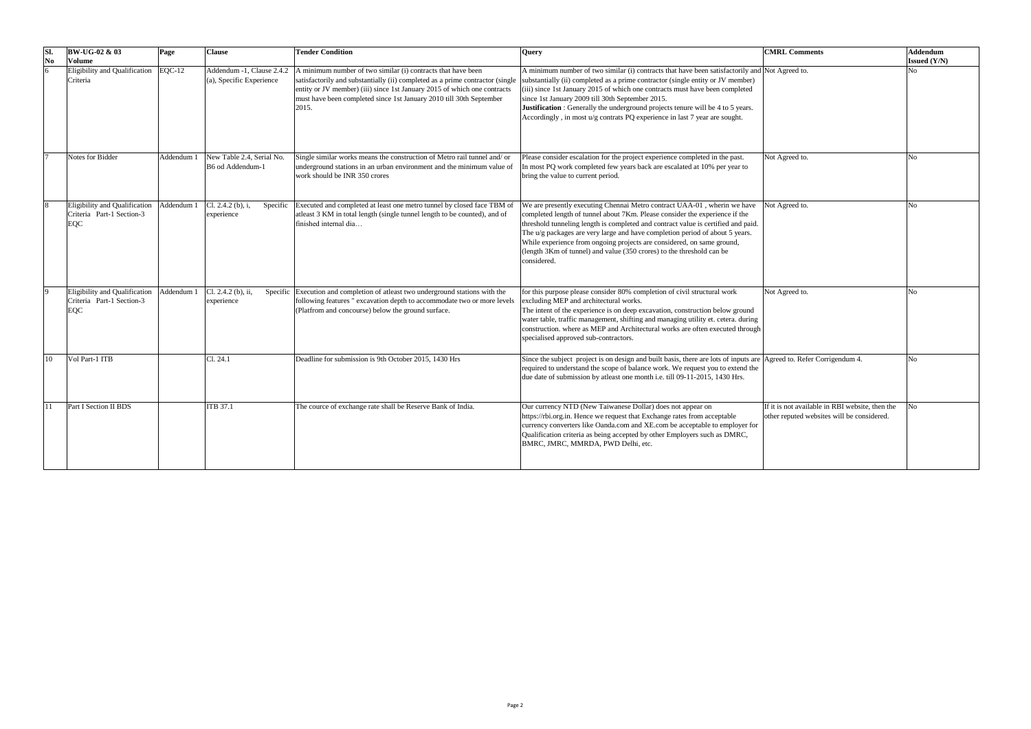| Sl. No | BW-UG-02 & 03 Volume | Page | Clause | Tender Condition | Query | CMRL Comments | Addendum Issued (Y/N) |
|---|---|---|---|---|---|---|---|
| 6 | Eligibility and Qualification Criteria | EQC-12 | Addendum -1, Clause 2.4.2 (a), Specific Experience | A minimum number of two similar (i) contracts that have been satisfactorily and substantially (ii) completed as a prime contractor (single entity or JV member) (iii) since 1st January 2015 of which one contracts must have been completed since 1st January 2010 till 30th September 2015. | A minimum number of two similar (i) contracts that have been satisfactorily and substantially (ii) completed as a prime contractor (single entity or JV member) (iii) since 1st January 2009 till 30th September 2015. **Justification** : Generally the underground projects tenure will be 4 to 5 years. Accordingly , in most u/g contrats PQ experience in last 7 year are sought. | Not Agreed to. | No |
| 7 | Notes for Bidder | Addendum 1 | New Table 2.4, Serial No. B6 od Addendum-1 | Single similar works means the construction of Metro rail tunnel and/ or underground stations in an urban environment and the minimum value of work should be INR 350 crores | Please consider escalation for the project experience completed in the past. In most PQ work completed few years back are escalated at 10% per year to bring the value to current period. | Not Agreed to. | No |
| 8 | Eligibility and Qualification Criteria Part-1 Section-3 EQC | Addendum 1 | Cl. 2.4.2 (b), i, Specific experience | Executed and completed at least one metro tunnel by closed face TBM of atleast 3 KM in total length (single tunnel length to be counted), and of finished internal dia… | We are presently executing Chennai Metro contract UAA-01 , wherin we have completed length of tunnel about 7Km. Please consider the experience if the threshold tunneling length is completed and contract value is certified and paid. The u/g packages are very large and have completion period of about 5 years. While experience from ongoing projects are considered, on same ground, (length 3Km of tunnel) and value (350 crores) to the threshold can be considered. | Not Agreed to. | No |
| 9 | Eligibility and Qualification Criteria Part-1 Section-3 EQC | Addendum 1 | Cl. 2.4.2 (b), ii, Specific experience | Execution and completion of atleast two underground stations with the following features " excavation depth to accommodate two or more levels (Platfrom and concourse) below the ground surface. | for this purpose please consider 80% completion of civil structural work excluding MEP and architectural works. The intent of the experience is on deep excavation, construction below ground water table, traffic management, shifting and managing utility et. cetera. during construction. where as MEP and Architectural works are often executed through specialised approved sub-contractors. | Not Agreed to. | No |
| 10 | Vol Part-1 ITB | | Cl. 24.1 | Deadline for submission is 9th October 2015, 1430 Hrs | Since the subject project is on design and built basis, there are lots of inputs are required to understand the scope of balance work. We request you to extend the due date of submission by atleast one month i.e. till 09-11-2015, 1430 Hrs. | Agreed to. Refer Corrigendum 4. | No |
| 11 | Part I Section II BDS | | ITB 37.1 | The cource of exchange rate shall be Reserve Bank of India. | Our currency NTD (New Taiwanese Dollar) does not appear on https://rbi.org.in. Hence we request that Exchange rates from acceptable currency converters like Oanda.com and XE.com be acceptable to employer for Qualification criteria as being accepted by other Employers such as DMRC, BMRC, JMRC, MMRDA, PWD Delhi, etc. | If it is not available in RBI website, then the other reputed websites will be considered. | No |